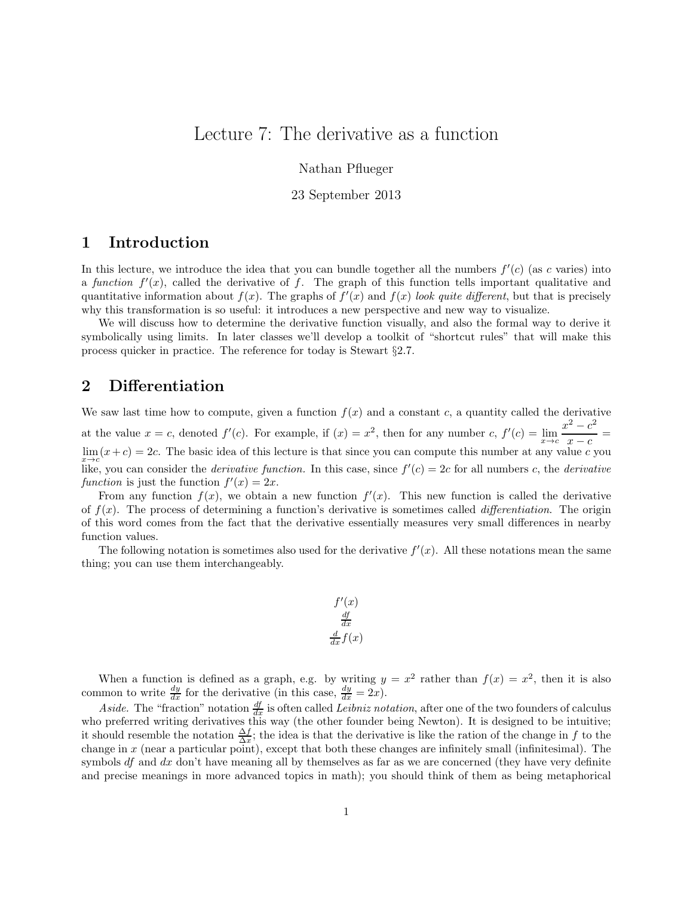# Lecture 7: The derivative as a function

Nathan Pflueger

23 September 2013

## 1 Introduction

In this lecture, we introduce the idea that you can bundle together all the numbers $f'(c)$ (as $c$ varies) into a *function* $f'(x)$, called the derivative of $f$. The graph of this function tells important qualitative and quantitative information about $f(x)$. The graphs of $f'(x)$ and $f(x)$ *look quite different*, but that is precisely why this transformation is so useful: it introduces a new perspective and new way to visualize.

We will discuss how to determine the derivative function visually, and also the formal way to derive it symbolically using limits. In later classes we'll develop a toolkit of "shortcut rules" that will make this process quicker in practice. The reference for today is Stewart §2.7.

## 2 Differentiation

We saw last time how to compute, given a function $f(x)$ and a constant $c$, a quantity called the derivative at the value $x = c$, denoted $f'(c)$. For example, if $(x) = x^2$, then for any number $c$, $f'(c) = \lim_{x \to c} \frac{x^2 - c^2}{x - c} = \lim_{x \to c}(x + c) = 2c$. The basic idea of this lecture is that since you can compute this number at any value $c$ you like, you can consider the *derivative function.* In this case, since $f'(c) = 2c$ for all numbers $c$, the *derivative function* is just the function $f'(x) = 2x$.

From any function $f(x)$, we obtain a new function $f'(x)$. This new function is called the derivative of $f(x)$. The process of determining a function's derivative is sometimes called *differentiation*. The origin of this word comes from the fact that the derivative essentially measures very small differences in nearby function values.

The following notation is sometimes also used for the derivative $f'(x)$. All these notations mean the same thing; you can use them interchangeably.

$$f'(x)$$
$$\frac{df}{dx}$$
$$\frac{d}{dx}f(x)$$

When a function is defined as a graph, e.g. by writing $y = x^2$ rather than $f(x) = x^2$, then it is also common to write $\frac{dy}{dx}$ for the derivative (in this case, $\frac{dy}{dx} = 2x$).

*Aside.* The "fraction" notation $\frac{df}{dx}$ is often called *Leibniz notation*, after one of the two founders of calculus who preferred writing derivatives this way (the other founder being Newton). It is designed to be intuitive; it should resemble the notation $\frac{\Delta f}{\Delta x}$; the idea is that the derivative is like the ration of the change in $f$ to the change in $x$ (near a particular point), except that both these changes are infinitely small (infinitesimal). The symbols $df$ and $dx$ don't have meaning all by themselves as far as we are concerned (they have very definite and precise meanings in more advanced topics in math); you should think of them as being metaphorical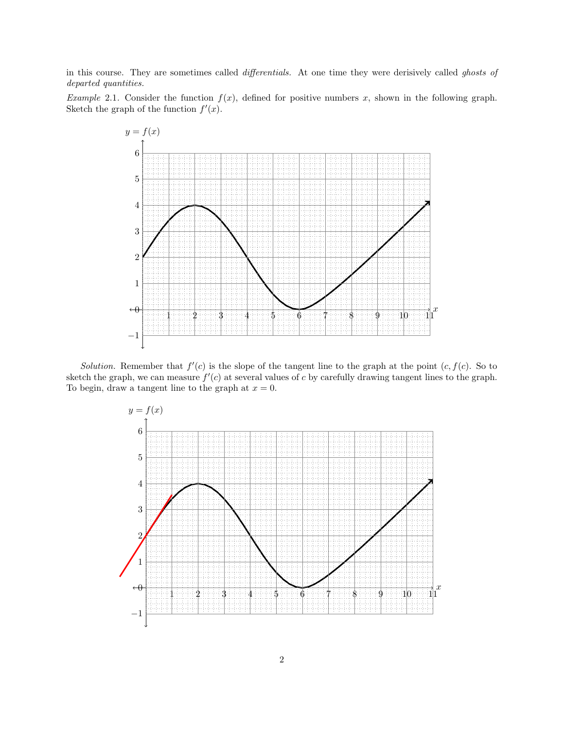in this course. They are sometimes called *differentials*. At one time they were derisively called *ghosts of departed quantities*.

*Example* 2.1. Consider the function $f(x)$, defined for positive numbers $x$, shown in the following graph. Sketch the graph of the function $f'(x)$.

*Solution.* Remember that $f'(c)$ is the slope of the tangent line to the graph at the point $(c, f(c)$. So to sketch the graph, we can measure $f'(c)$ at several values of $c$ by carefully drawing tangent lines to the graph. To begin, draw a tangent line to the graph at $x = 0$.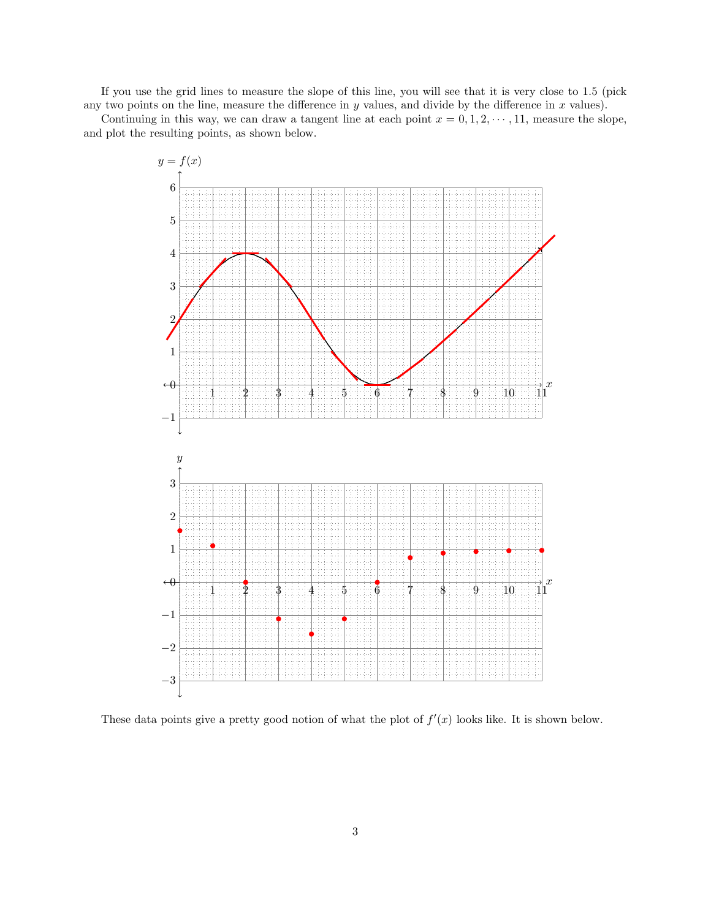If you use the grid lines to measure the slope of this line, you will see that it is very close to 1.5 (pick any two points on the line, measure the difference in $y$ values, and divide by the difference in $x$ values).

Continuing in this way, we can draw a tangent line at each point $x = 0, 1, 2, \cdots, 11$, measure the slope, and plot the resulting points, as shown below.

These data points give a pretty good notion of what the plot of $f'(x)$ looks like. It is shown below.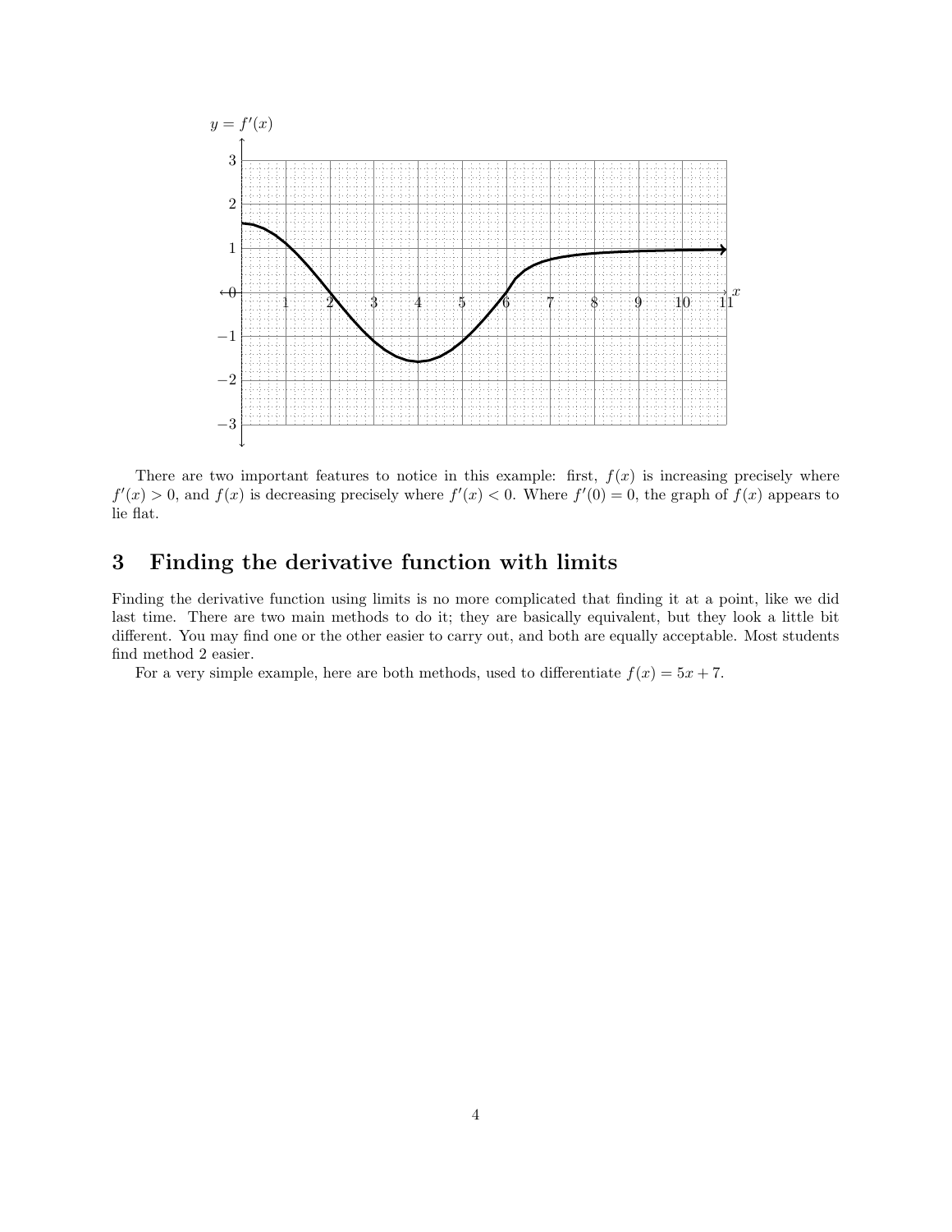There are two important features to notice in this example: first, $f(x)$ is increasing precisely where $f'(x) > 0$, and $f(x)$ is decreasing precisely where $f'(x) < 0$. Where $f'(0) = 0$, the graph of $f(x)$ appears to lie flat.

## 3 Finding the derivative function with limits

Finding the derivative function using limits is no more complicated that finding it at a point, like we did last time. There are two main methods to do it; they are basically equivalent, but they look a little bit different. You may find one or the other easier to carry out, and both are equally acceptable. Most students find method 2 easier.

For a very simple example, here are both methods, used to differentiate $f(x) = 5x + 7$.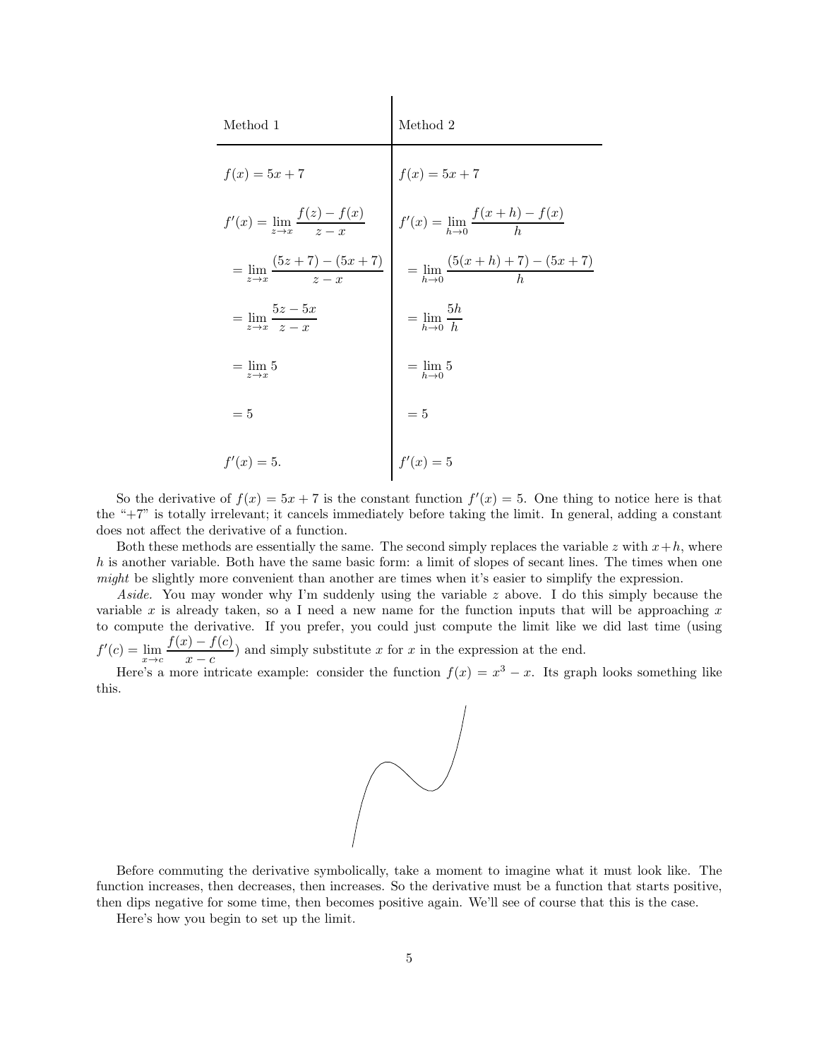| Method 1 | Method 2 |
|---|---|
| $f(x) = 5x + 7$ | $f(x) = 5x + 7$ |
| $f'(x) = \lim_{z \to x} \dfrac{f(z) - f(x)}{z - x}$ | $f'(x) = \lim_{h \to 0} \dfrac{f(x+h) - f(x)}{h}$ |
| $= \lim_{z \to x} \dfrac{(5z + 7) - (5x + 7)}{z - x}$ | $= \lim_{h \to 0} \dfrac{(5(x+h) + 7) - (5x + 7)}{h}$ |
| $= \lim_{z \to x} \dfrac{5z - 5x}{z - x}$ | $= \lim_{h \to 0} \dfrac{5h}{h}$ |
| $= \lim_{z \to x} 5$ | $= \lim_{h \to 0} 5$ |
| $= 5$ | $= 5$ |
| $f'(x) = 5.$ | $f'(x) = 5$ |

So the derivative of $f(x) = 5x + 7$ is the constant function $f'(x) = 5$. One thing to notice here is that the "+7" is totally irrelevant; it cancels immediately before taking the limit. In general, adding a constant does not affect the derivative of a function.

Both these methods are essentially the same. The second simply replaces the variable $z$ with $x+h$, where $h$ is another variable. Both have the same basic form: a limit of slopes of secant lines. The times when one *might* be slightly more convenient than another are times when it's easier to simplify the expression.

*Aside.* You may wonder why I'm suddenly using the variable $z$ above. I do this simply because the variable $x$ is already taken, so a I need a new name for the function inputs that will be approaching $x$ to compute the derivative. If you prefer, you could just compute the limit like we did last time (using $f'(c) = \lim_{x \to c} \dfrac{f(x) - f(c)}{x - c}$) and simply substitute $x$ for $x$ in the expression at the end.

Here's a more intricate example: consider the function $f(x) = x^3 - x$. Its graph looks something like this.

Before commuting the derivative symbolically, take a moment to imagine what it must look like. The function increases, then decreases, then increases. So the derivative must be a function that starts positive, then dips negative for some time, then becomes positive again. We'll see of course that this is the case.

Here's how you begin to set up the limit.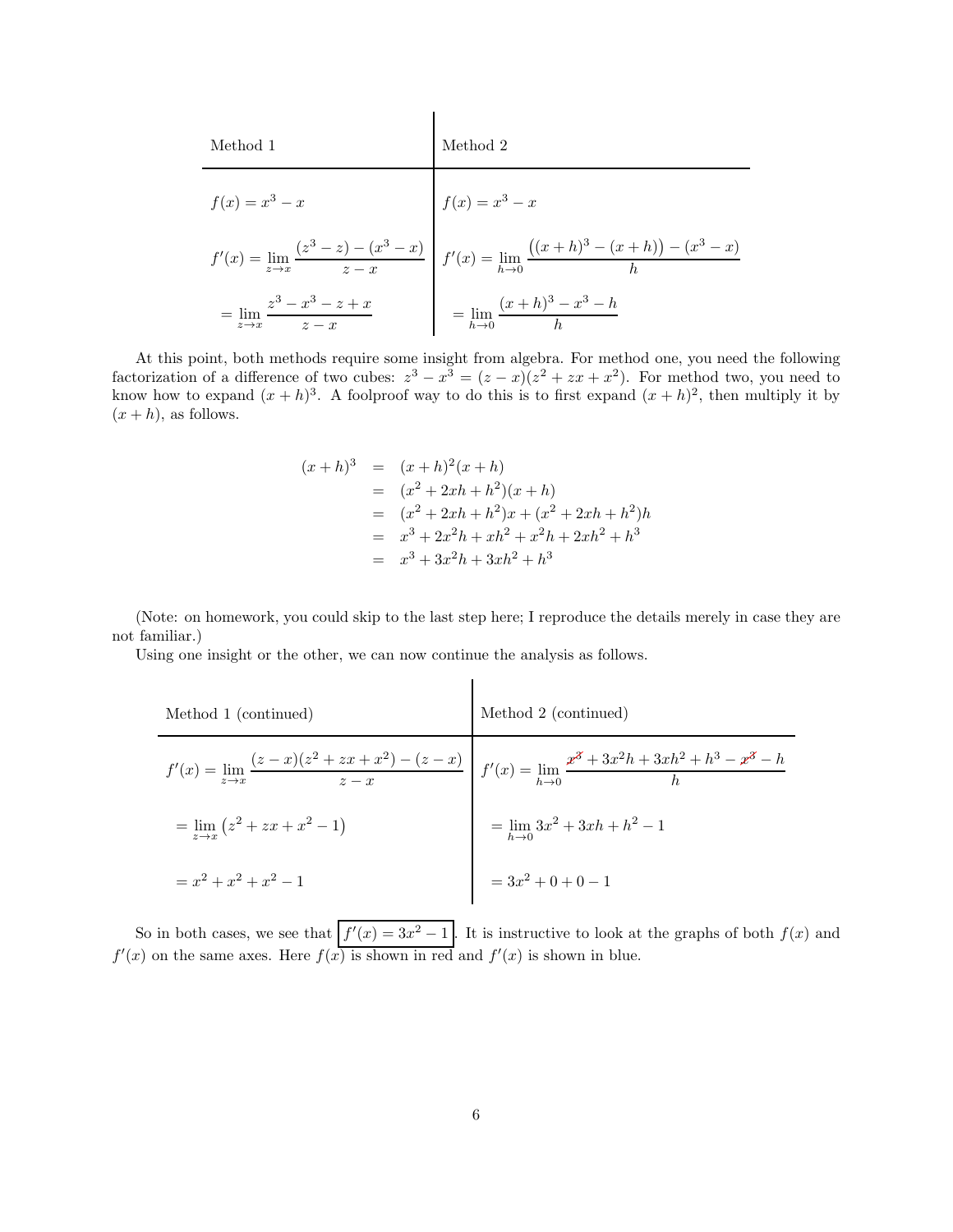| Method 1 | Method 2 |
|---|---|
| $f(x) = x^3 - x$ | $f(x) = x^3 - x$ |
| $f'(x) = \lim\limits_{z \to x} \dfrac{(z^3 - z) - (x^3 - x)}{z - x}$ | $f'(x) = \lim\limits_{h \to 0} \dfrac{\big((x+h)^3 - (x+h)\big) - (x^3 - x)}{h}$ |
| $= \lim\limits_{z \to x} \dfrac{z^3 - x^3 - z + x}{z - x}$ | $= \lim\limits_{h \to 0} \dfrac{(x+h)^3 - x^3 - h}{h}$ |

At this point, both methods require some insight from algebra. For method one, you need the following factorization of a difference of two cubes: $z^3 - x^3 = (z - x)(z^2 + zx + x^2)$. For method two, you need to know how to expand $(x + h)^3$. A foolproof way to do this is to first expand $(x + h)^2$, then multiply it by $(x + h)$, as follows.

$$
\begin{aligned}
(x+h)^3 &= (x+h)^2(x+h) \\
&= (x^2 + 2xh + h^2)(x+h) \\
&= (x^2 + 2xh + h^2)x + (x^2 + 2xh + h^2)h \\
&= x^3 + 2x^2h + xh^2 + x^2h + 2xh^2 + h^3 \\
&= x^3 + 3x^2h + 3xh^2 + h^3
\end{aligned}
$$

(Note: on homework, you could skip to the last step here; I reproduce the details merely in case they are not familiar.)

Using one insight or the other, we can now continue the analysis as follows.

| Method 1 (continued) | Method 2 (continued) |
|---|---|
| $f'(x) = \lim\limits_{z \to x} \dfrac{(z-x)(z^2 + zx + x^2) - (z - x)}{z - x}$ | $f'(x) = \lim\limits_{h \to 0} \dfrac{\cancel{x^3} + 3x^2h + 3xh^2 + h^3 - \cancel{x^3} - h}{h}$ |
| $= \lim\limits_{z \to x} \left(z^2 + zx + x^2 - 1\right)$ | $= \lim\limits_{h \to 0} 3x^2 + 3xh + h^2 - 1$ |
| $= x^2 + x^2 + x^2 - 1$ | $= 3x^2 + 0 + 0 - 1$ |

So in both cases, we see that $\boxed{f'(x) = 3x^2 - 1}$. It is instructive to look at the graphs of both $f(x)$ and $f'(x)$ on the same axes. Here $f(x)$ is shown in red and $f'(x)$ is shown in blue.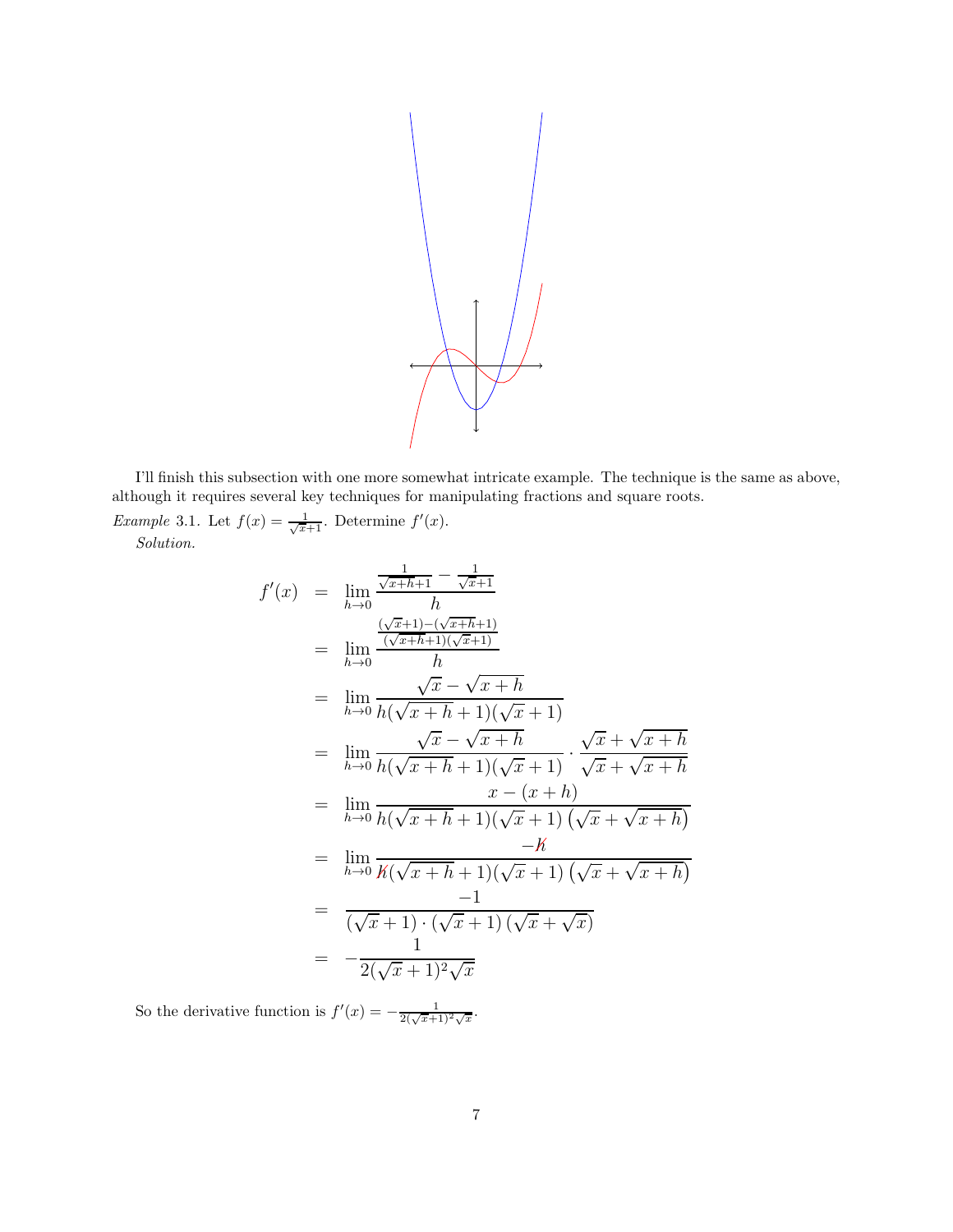I'll finish this subsection with one more somewhat intricate example. The technique is the same as above, although it requires several key techniques for manipulating fractions and square roots.

*Example* 3.1. Let $f(x) = \frac{1}{\sqrt{x}+1}$. Determine $f'(x)$.

*Solution.*

$$
\begin{aligned}
f'(x) &= \lim_{h\to 0} \frac{\frac{1}{\sqrt{x+h}+1} - \frac{1}{\sqrt{x}+1}}{h} \\
&= \lim_{h\to 0} \frac{\frac{(\sqrt{x}+1)-(\sqrt{x+h}+1)}{(\sqrt{x+h}+1)(\sqrt{x}+1)}}{h} \\
&= \lim_{h\to 0} \frac{\sqrt{x}-\sqrt{x+h}}{h(\sqrt{x+h}+1)(\sqrt{x}+1)} \\
&= \lim_{h\to 0} \frac{\sqrt{x}-\sqrt{x+h}}{h(\sqrt{x+h}+1)(\sqrt{x}+1)} \cdot \frac{\sqrt{x}+\sqrt{x+h}}{\sqrt{x}+\sqrt{x+h}} \\
&= \lim_{h\to 0} \frac{x-(x+h)}{h(\sqrt{x+h}+1)(\sqrt{x}+1)\left(\sqrt{x}+\sqrt{x+h}\right)} \\
&= \lim_{h\to 0} \frac{-\cancel{h}}{\cancel{h}(\sqrt{x+h}+1)(\sqrt{x}+1)\left(\sqrt{x}+\sqrt{x+h}\right)} \\
&= \frac{-1}{(\sqrt{x}+1)\cdot(\sqrt{x}+1)\left(\sqrt{x}+\sqrt{x}\right)} \\
&= -\frac{1}{2(\sqrt{x}+1)^2\sqrt{x}}
\end{aligned}
$$

So the derivative function is $f'(x) = -\frac{1}{2(\sqrt{x}+1)^2\sqrt{x}}$.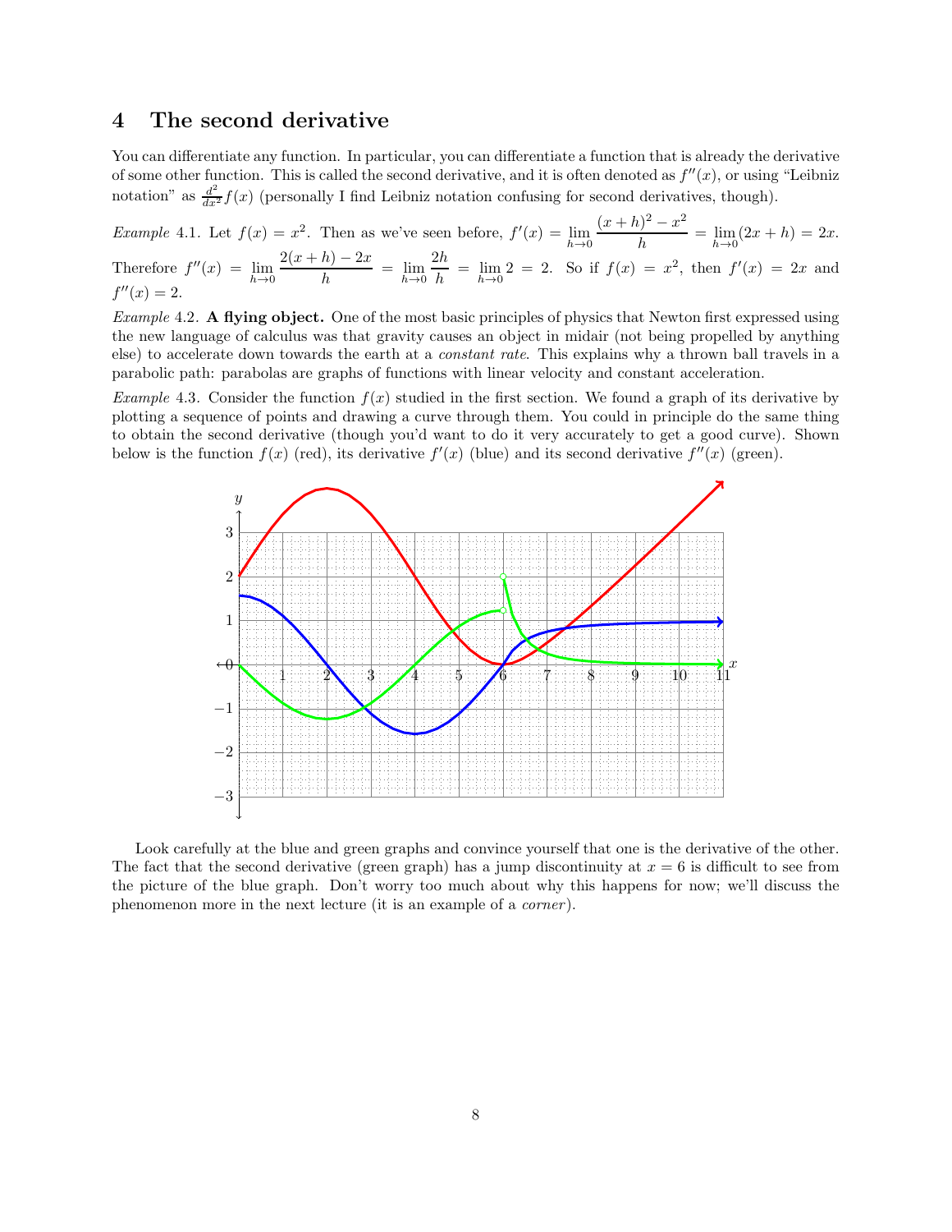## 4 The second derivative

You can differentiate any function. In particular, you can differentiate a function that is already the derivative of some other function. This is called the second derivative, and it is often denoted as $f''(x)$, or using "Leibniz notation" as $\frac{d^2}{dx^2}f(x)$ (personally I find Leibniz notation confusing for second derivatives, though).

*Example* 4.1. Let $f(x) = x^2$. Then as we've seen before, $f'(x) = \lim_{h\to 0} \frac{(x+h)^2 - x^2}{h} = \lim_{h\to 0}(2x+h) = 2x$. Therefore $f''(x) = \lim_{h\to 0} \frac{2(x+h) - 2x}{h} = \lim_{h\to 0} \frac{2h}{h} = \lim_{h\to 0} 2 = 2$. So if $f(x) = x^2$, then $f'(x) = 2x$ and $f''(x) = 2$.

*Example* 4.2. **A flying object.** One of the most basic principles of physics that Newton first expressed using the new language of calculus was that gravity causes an object in midair (not being propelled by anything else) to accelerate down towards the earth at a *constant rate*. This explains why a thrown ball travels in a parabolic path: parabolas are graphs of functions with linear velocity and constant acceleration.

*Example* 4.3. Consider the function $f(x)$ studied in the first section. We found a graph of its derivative by plotting a sequence of points and drawing a curve through them. You could in principle do the same thing to obtain the second derivative (though you'd want to do it very accurately to get a good curve). Shown below is the function $f(x)$ (red), its derivative $f'(x)$ (blue) and its second derivative $f''(x)$ (green).

y
3
2
1
0
−1
−2
−3
1 2 3 4 5 6 7 8 9 10 11
x

Look carefully at the blue and green graphs and convince yourself that one is the derivative of the other. The fact that the second derivative (green graph) has a jump discontinuity at $x = 6$ is difficult to see from the picture of the blue graph. Don't worry too much about why this happens for now; we'll discuss the phenomenon more in the next lecture (it is an example of a *corner*).